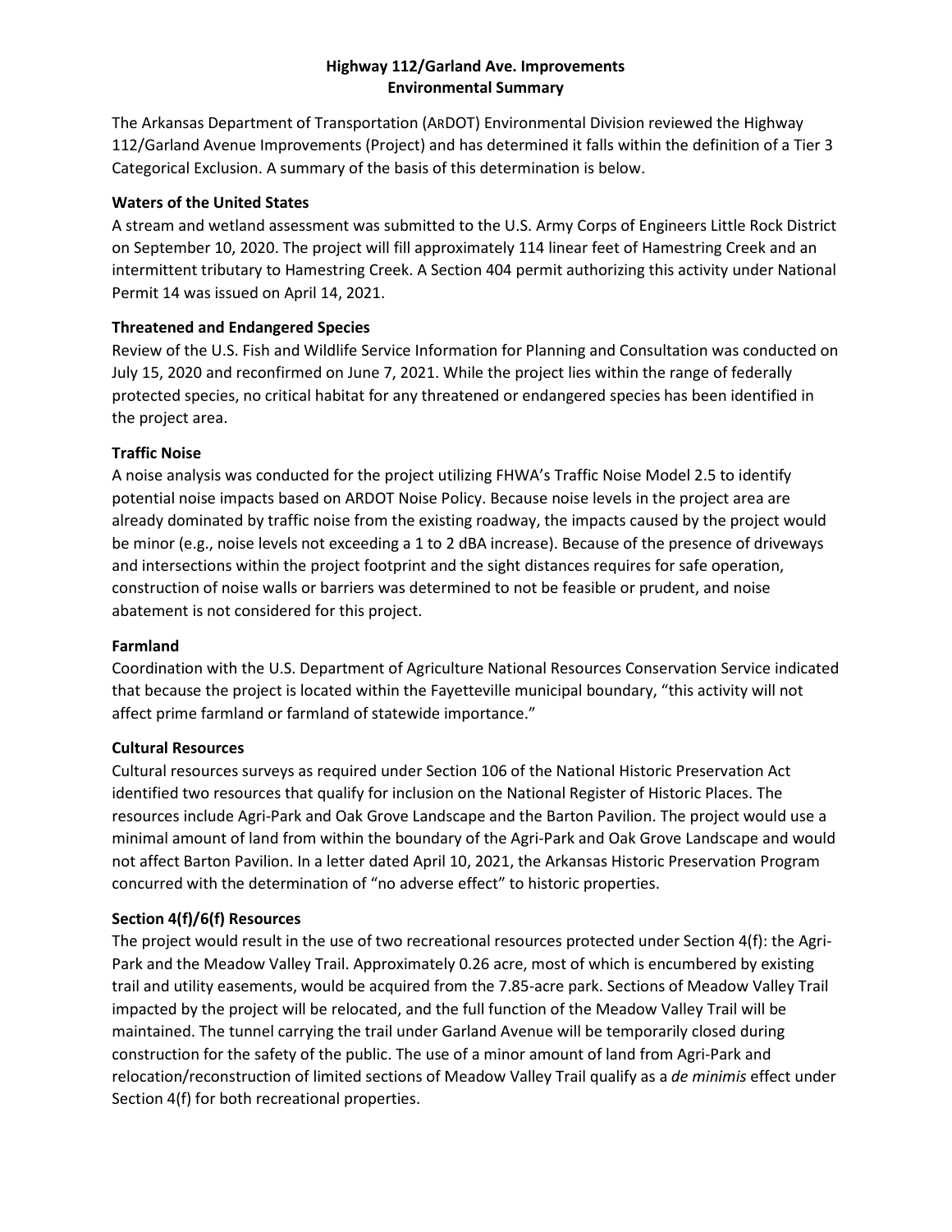# Highway 112/Garland Ave. Improvements
## Environmental Summary

The Arkansas Department of Transportation (ARDOT) Environmental Division reviewed the Highway 112/Garland Avenue Improvements (Project) and has determined it falls within the definition of a Tier 3 Categorical Exclusion. A summary of the basis of this determination is below.

### Waters of the United States

A stream and wetland assessment was submitted to the U.S. Army Corps of Engineers Little Rock District on September 10, 2020. The project will fill approximately 114 linear feet of Hamestring Creek and an intermittent tributary to Hamestring Creek. A Section 404 permit authorizing this activity under National Permit 14 was issued on April 14, 2021.

### Threatened and Endangered Species

Review of the U.S. Fish and Wildlife Service Information for Planning and Consultation was conducted on July 15, 2020 and reconfirmed on June 7, 2021. While the project lies within the range of federally protected species, no critical habitat for any threatened or endangered species has been identified in the project area.

### Traffic Noise

A noise analysis was conducted for the project utilizing FHWA's Traffic Noise Model 2.5 to identify potential noise impacts based on ARDOT Noise Policy. Because noise levels in the project area are already dominated by traffic noise from the existing roadway, the impacts caused by the project would be minor (e.g., noise levels not exceeding a 1 to 2 dBA increase). Because of the presence of driveways and intersections within the project footprint and the sight distances requires for safe operation, construction of noise walls or barriers was determined to not be feasible or prudent, and noise abatement is not considered for this project.

### Farmland

Coordination with the U.S. Department of Agriculture National Resources Conservation Service indicated that because the project is located within the Fayetteville municipal boundary, "this activity will not affect prime farmland or farmland of statewide importance."

### Cultural Resources

Cultural resources surveys as required under Section 106 of the National Historic Preservation Act identified two resources that qualify for inclusion on the National Register of Historic Places. The resources include Agri-Park and Oak Grove Landscape and the Barton Pavilion. The project would use a minimal amount of land from within the boundary of the Agri-Park and Oak Grove Landscape and would not affect Barton Pavilion. In a letter dated April 10, 2021, the Arkansas Historic Preservation Program concurred with the determination of "no adverse effect" to historic properties.

### Section 4(f)/6(f) Resources

The project would result in the use of two recreational resources protected under Section 4(f): the Agri-Park and the Meadow Valley Trail. Approximately 0.26 acre, most of which is encumbered by existing trail and utility easements, would be acquired from the 7.85-acre park. Sections of Meadow Valley Trail impacted by the project will be relocated, and the full function of the Meadow Valley Trail will be maintained. The tunnel carrying the trail under Garland Avenue will be temporarily closed during construction for the safety of the public. The use of a minor amount of land from Agri-Park and relocation/reconstruction of limited sections of Meadow Valley Trail qualify as a *de minimis* effect under Section 4(f) for both recreational properties.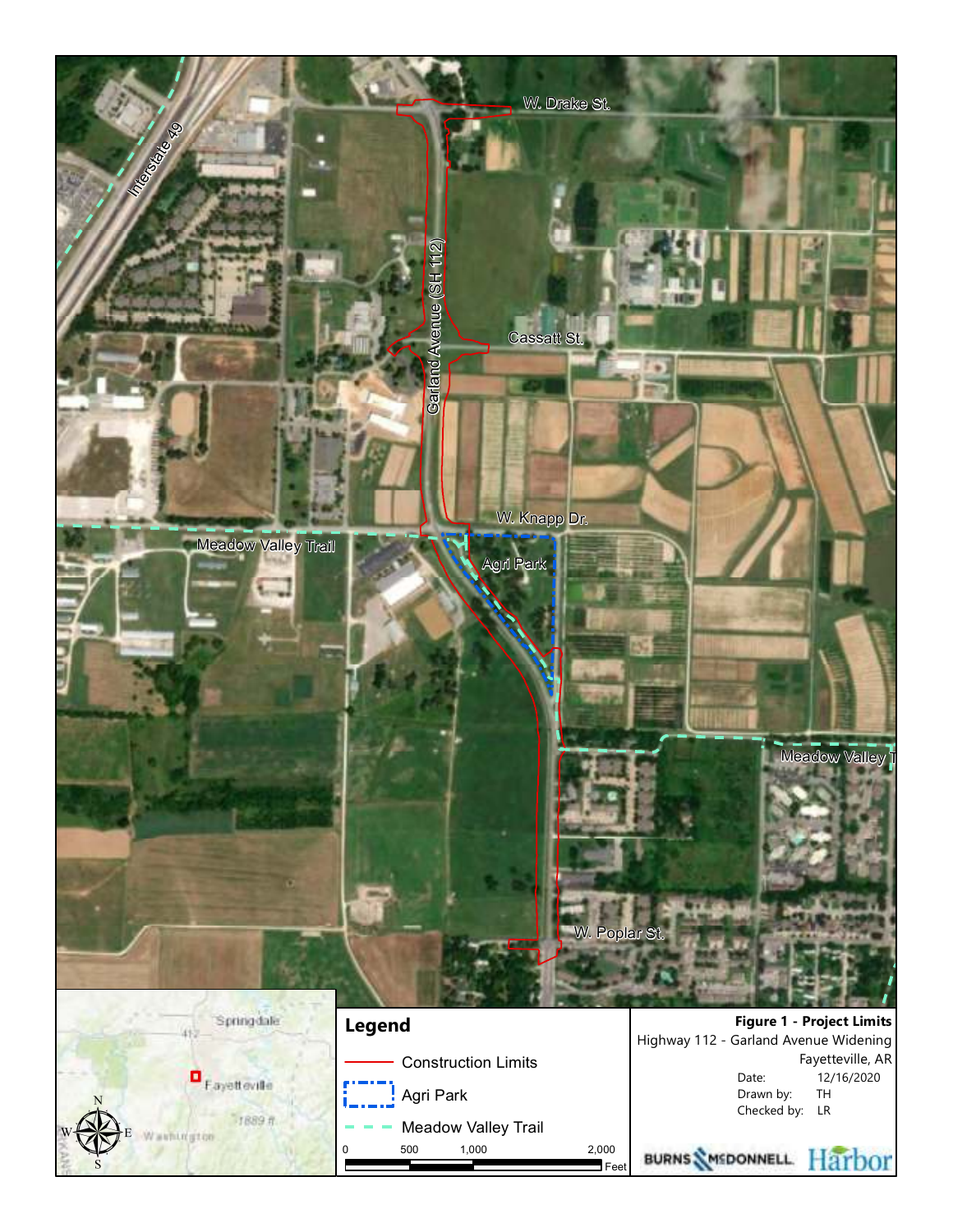**Figure 1 - Project Limits**

Highway 112 - Garland Avenue Widening

Fayetteville, AR

Date: 12/16/2020

Drawn by: TH

Checked by: LR

## Legend

- Construction Limits
- Agri Park
- Meadow Valley Trail

0 500 1,000 2,000 Feet

W. Drake St.

Interstate 49

Garland Avenue (SH 112)

Cassatt St.

W. Knapp Dr.

Meadow Valley Trail

Agri Park

Meadow Valley T

W. Poplar St.

Springdale

412

Fayetteville

1889 ft

Washington

N

S

E

W

BURNS McDONNELL

Harbor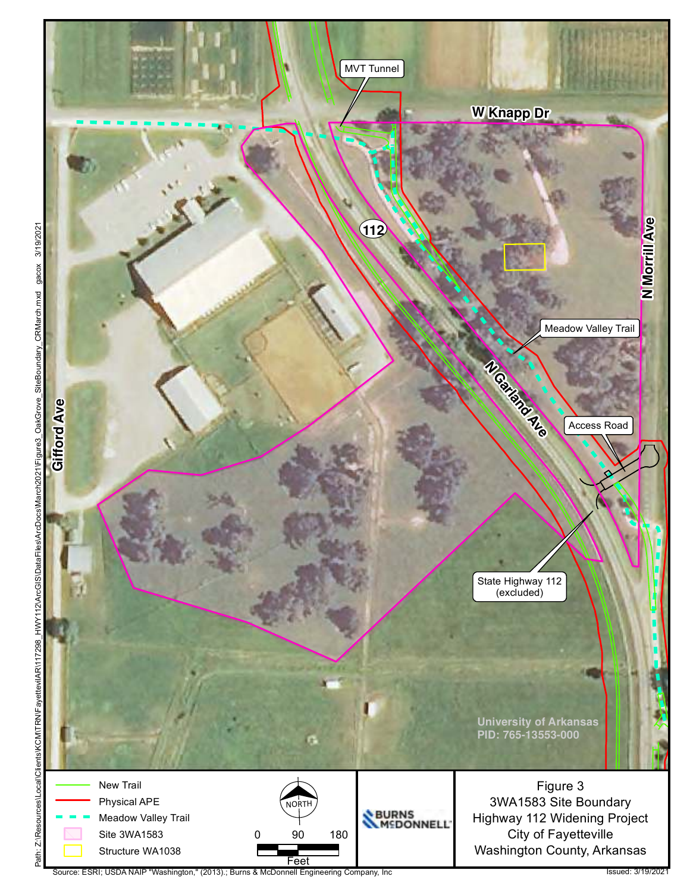MVT Tunnel

W Knapp Dr

112

Meadow Valley Trail

N Morrill Ave

N Garland Ave

Access Road

Gifford Ave

State Highway 112 (excluded)

University of Arkansas
PID: 765-13553-000

Path: Z:\Resources\Local\Clients\KCM\TRN\Fayetteville\AR\117298_HWY112\ArcGIS\DataFiles\ArcDocs\March2021\Figure3_OakGrove_SiteBoundary_CRMarch.mxd gacox 3/19/2021

New Trail
Physical APE
Meadow Valley Trail
Site 3WA1583
Structure WA1038

NORTH

0 90 180
Feet

BURNS McDONNELL

Figure 3
3WA1583 Site Boundary
Highway 112 Widening Project
City of Fayetteville
Washington County, Arkansas

Source: ESRI; USDA NAIP "Washington," (2013).; Burns & McDonnell Engineering Company, Inc

Issued: 3/19/2021